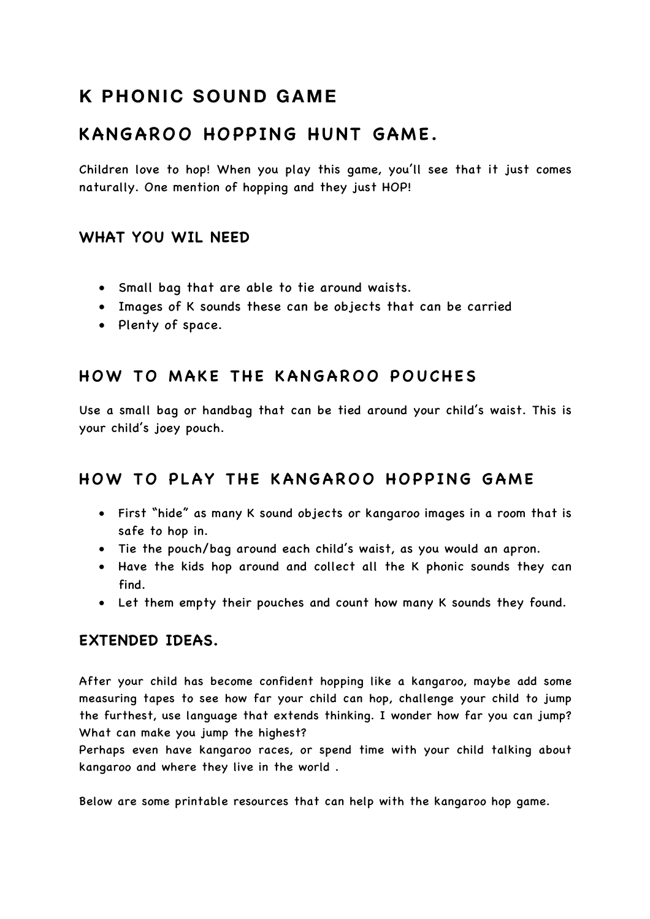# K PHONIC SOUND GAME

# KANGAROO HOPPING HUNT GAME.

Children love to hop! When you play this game, you'll see that it just comes naturally. One mention of hopping and they just HOP!

### WHAT YOU WIL NEED

- Small bag that are able to tie around waists.
- Images of K sounds these can be objects that can be carried
- Plenty of space.

## HOW TO MAKE THE KANGAROO POUCHES

Use a small bag or handbag that can be tied around your child's waist. This is your child's joey pouch.

## HOW TO PLAY THE KANGAROO HOPPING GAME

- First "hide" as many K sound objects or kangaroo images in a room that is safe to hop in.
- Tie the pouch/bag around each child's waist, as you would an apron.
- Have the kids hop around and collect all the K phonic sounds they can find.
- Let them empty their pouches and count how many K sounds they found.

### EXTENDED IDEAS.

After your child has become confident hopping like a kangaroo, maybe add some measuring tapes to see how far your child can hop, challenge your child to jump the furthest, use language that extends thinking. I wonder how far you can jump? What can make you jump the highest?
Perhaps even have kangaroo races, or spend time with your child talking about kangaroo and where they live in the world .

Below are some printable resources that can help with the kangaroo hop game.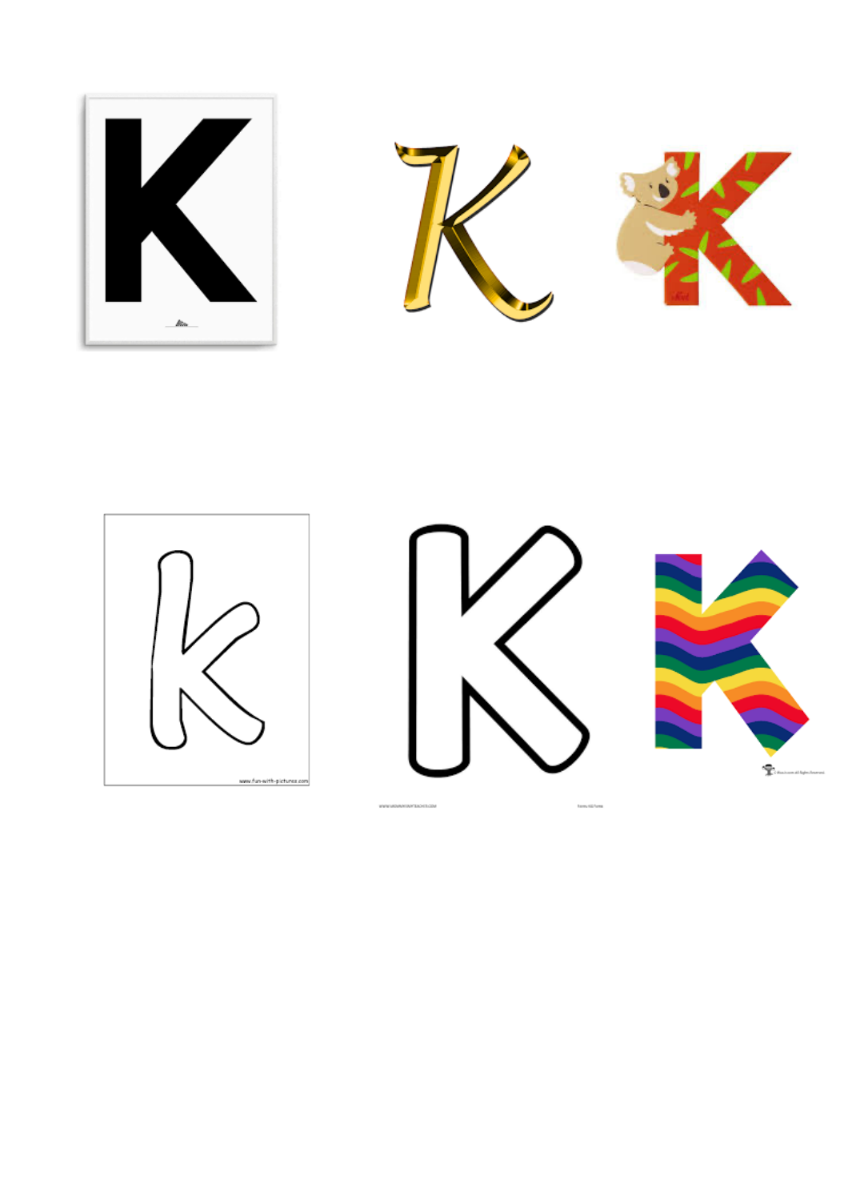K K K

k K K